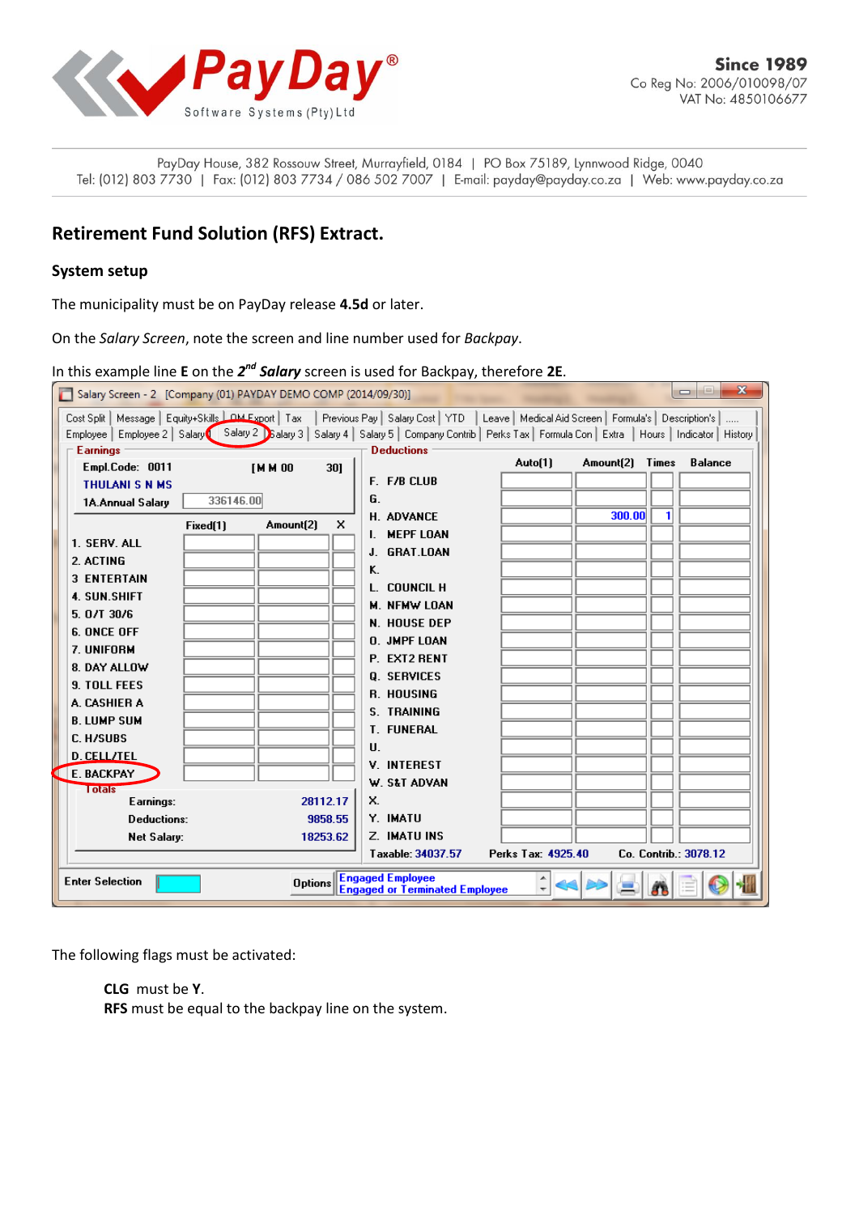## Retirement Fund Solution (RFS) Extract.

### System setup

The municipality must be on PayDay release **4.5d** or later.

On the *Salary Screen*, note the screen and line number used for *Backpay*.

In this example line **E** on the **2nd** ***Salary*** screen is used for Backpay, therefore **2E**.

The following flags must be activated:

**CLG** must be **Y**.
**RFS** must be equal to the backpay line on the system.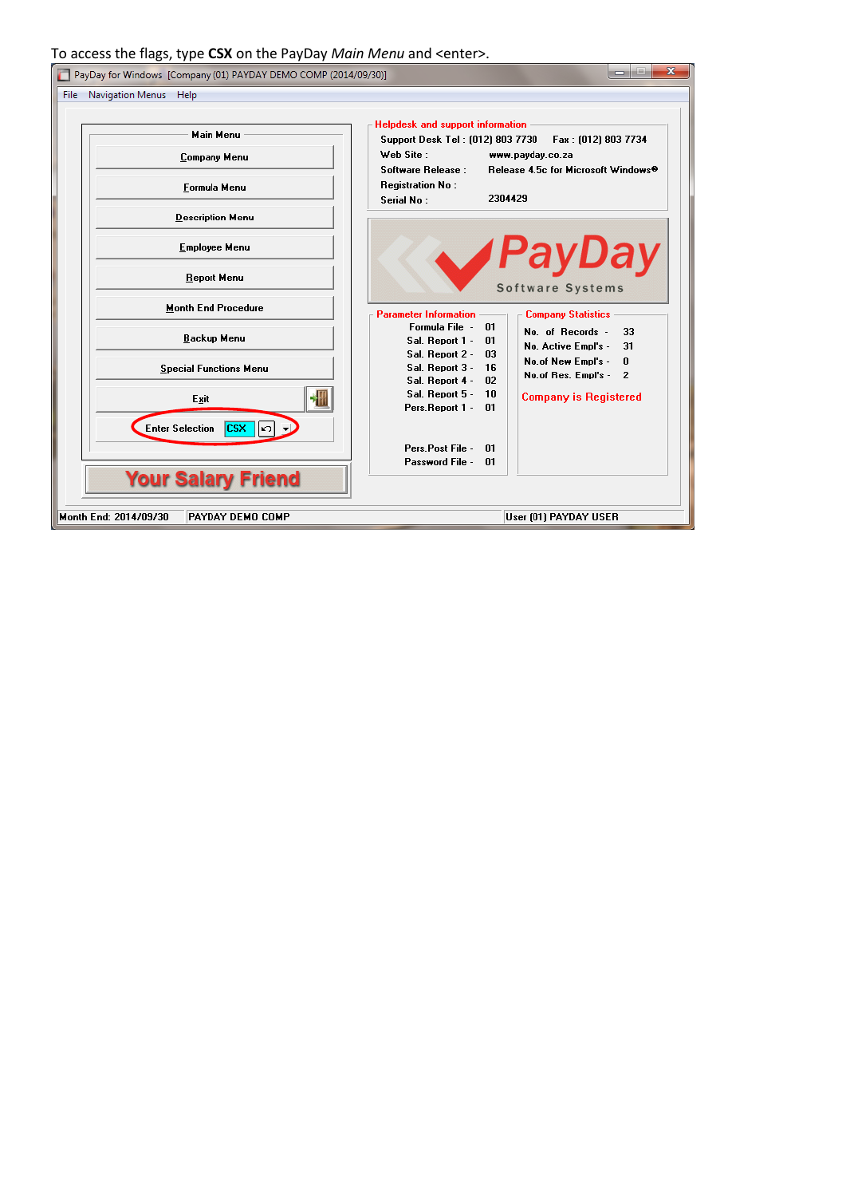To access the flags, type **CSX** on the PayDay *Main Menu* and <enter>.

PayDay for Windows [Company (01) PAYDAY DEMO COMP (2014/09/30)]

File Navigation Menus Help

Main Menu

Company Menu

Formula Menu

Description Menu

Employee Menu

Report Menu

Month End Procedure

Backup Menu

Special Functions Menu

Exit

Enter Selection CSX

Your Salary Friend

Helpdesk and support information

Support Desk Tel : (012) 803 7730 Fax : (012) 803 7734

Web Site : www.payday.co.za

Software Release : Release 4.5c for Microsoft Windows®

Registration No :

Serial No : 2304429

PayDay Software Systems

Parameter Information

| | |
|---|---|
| Formula File - | 01 |
| Sal. Report 1 - | 01 |
| Sal. Report 2 - | 03 |
| Sal. Report 3 - | 16 |
| Sal. Report 4 - | 02 |
| Sal. Report 5 - | 10 |
| Pers.Report 1 - | 01 |
| Pers.Post File - | 01 |
| Password File - | 01 |

Company Statistics

| | |
|---|---|
| No. of Records - | 33 |
| No. Active Empl's - | 31 |
| No.of New Empl's - | 0 |
| No.of Res. Empl's - | 2 |

Company is Registered

Month End: 2014/09/30 PAYDAY DEMO COMP User (01) PAYDAY USER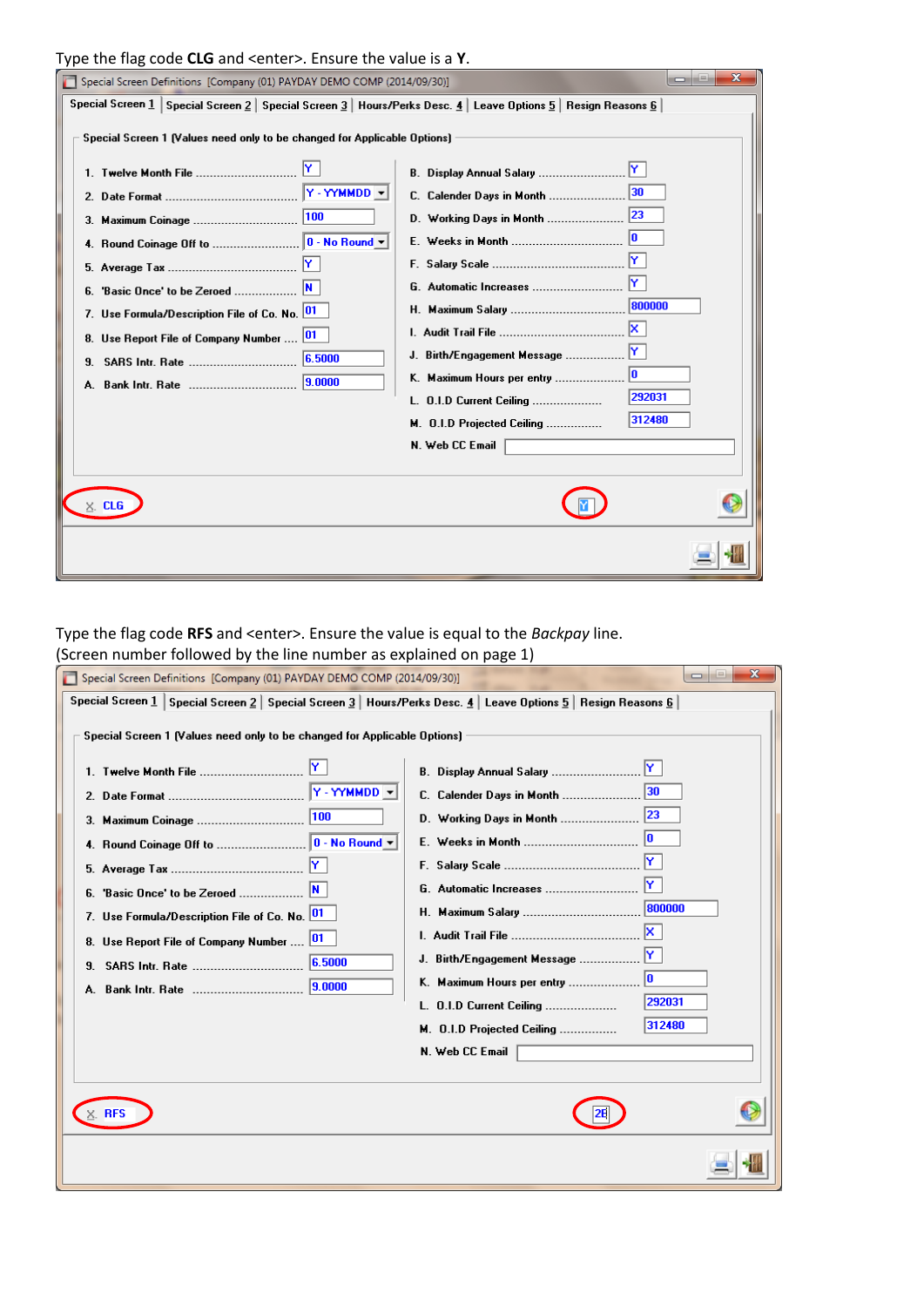Type the flag code **CLG** and <enter>. Ensure the value is a **Y**.

Special Screen Definitions [Company (01) PAYDAY DEMO COMP (2014/09/30)]

Special Screen 1 | Special Screen 2 | Special Screen 3 | Hours/Perks Desc. 4 | Leave Options 5 | Resign Reasons 6

Special Screen 1 (Values need only to be changed for Applicable Options)

| | | | |
|---|---|---|---|
| 1. Twelve Month File | Y | B. Display Annual Salary | Y |
| 2. Date Format | Y - YYMMDD | C. Calender Days in Month | 30 |
| 3. Maximum Coinage | 100 | D. Working Days in Month | 23 |
| 4. Round Coinage Off to | 0 - No Round | E. Weeks in Month | 0 |
| 5. Average Tax | Y | F. Salary Scale | Y |
| 6. 'Basic Once' to be Zeroed | N | G. Automatic Increases | Y |
| 7. Use Formula/Description File of Co. No. | 01 | H. Maximum Salary | 800000 |
| 8. Use Report File of Company Number | 01 | I. Audit Trail File | X |
| 9. SARS Intr. Rate | 6.5000 | J. Birth/Engagement Message | Y |
| A. Bank Intr. Rate | 9.0000 | K. Maximum Hours per entry | 0 |
| | | L. O.I.D Current Ceiling | 292031 |
| | | M. O.I.D Projected Ceiling | 312480 |
| | | N. Web CC Email | |

X. CLG — Y

Type the flag code **RFS** and <enter>. Ensure the value is equal to the *Backpay* line.
(Screen number followed by the line number as explained on page 1)

Special Screen Definitions [Company (01) PAYDAY DEMO COMP (2014/09/30)]

Special Screen 1 | Special Screen 2 | Special Screen 3 | Hours/Perks Desc. 4 | Leave Options 5 | Resign Reasons 6

Special Screen 1 (Values need only to be changed for Applicable Options)

| | | | |
|---|---|---|---|
| 1. Twelve Month File | Y | B. Display Annual Salary | Y |
| 2. Date Format | Y - YYMMDD | C. Calender Days in Month | 30 |
| 3. Maximum Coinage | 100 | D. Working Days in Month | 23 |
| 4. Round Coinage Off to | 0 - No Round | E. Weeks in Month | 0 |
| 5. Average Tax | Y | F. Salary Scale | Y |
| 6. 'Basic Once' to be Zeroed | N | G. Automatic Increases | Y |
| 7. Use Formula/Description File of Co. No. | 01 | H. Maximum Salary | 800000 |
| 8. Use Report File of Company Number | 01 | I. Audit Trail File | X |
| 9. SARS Intr. Rate | 6.5000 | J. Birth/Engagement Message | Y |
| A. Bank Intr. Rate | 9.0000 | K. Maximum Hours per entry | 0 |
| | | L. O.I.D Current Ceiling | 292031 |
| | | M. O.I.D Projected Ceiling | 312480 |
| | | N. Web CC Email | |

X. RFS — 2E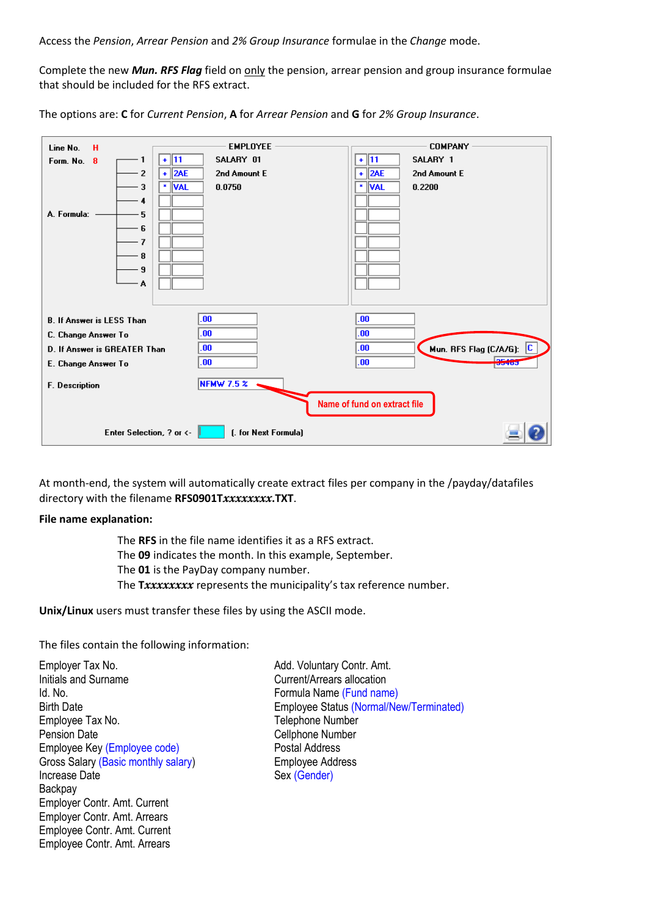Access the *Pension*, *Arrear Pension* and *2% Group Insurance* formulae in the *Change* mode.

Complete the new ***Mun. RFS Flag*** field on only the pension, arrear pension and group insurance formulae that should be included for the RFS extract.

The options are: **C** for *Current Pension*, **A** for *Arrear Pension* and **G** for *2% Group Insurance*.

Line No. H
Form. No. 8

A. Formula:

| | EMPLOYEE | | | COMPANY | |
|---|---|---|---|---|---|
| 1 | + 11 | SALARY 01 | + 11 | SALARY 1 | |
| 2 | + 2AE | 2nd Amount E | + 2AE | 2nd Amount E | |
| 3 | * VAL | 0.0750 | * VAL | 0.2200 | |
| 4 | | | | | |
| 5 | | | | | |
| 6 | | | | | |
| 7 | | | | | |
| 8 | | | | | |
| 9 | | | | | |
| A | | | | | |

| | EMPLOYEE | COMPANY |
|---|---|---|
| B. If Answer is LESS Than | .00 | .00 |
| C. Change Answer To | .00 | .00 |
| D. If Answer is GREATER Than | .00 | .00 |
| E. Change Answer To | .00 | .00 |

Mun. RFS Flag (C/A/G): C

35469

F. Description NFMW 7.5 %

Name of fund on extract file

Enter Selection, ? or <- [ . for Next Formula]

At month-end, the system will automatically create extract files per company in the /payday/datafiles directory with the filename **RFS0901T*xxxxxxxx*.TXT**.

**File name explanation:**

The **RFS** in the file name identifies it as a RFS extract.
The **09** indicates the month. In this example, September.
The **01** is the PayDay company number.
The **T*xxxxxxxx*** represents the municipality's tax reference number.

**Unix/Linux** users must transfer these files by using the ASCII mode.

The files contain the following information:

- Employer Tax No.
- Initials and Surname
- Id. No.
- Birth Date
- Employee Tax No.
- Pension Date
- Employee Key (Employee code)
- Gross Salary (Basic monthly salary)
- Increase Date
- Backpay
- Employer Contr. Amt. Current
- Employer Contr. Amt. Arrears
- Employee Contr. Amt. Current
- Employee Contr. Amt. Arrears
- Add. Voluntary Contr. Amt.
- Current/Arrears allocation
- Formula Name (Fund name)
- Employee Status (Normal/New/Terminated)
- Telephone Number
- Cellphone Number
- Postal Address
- Employee Address
- Sex (Gender)